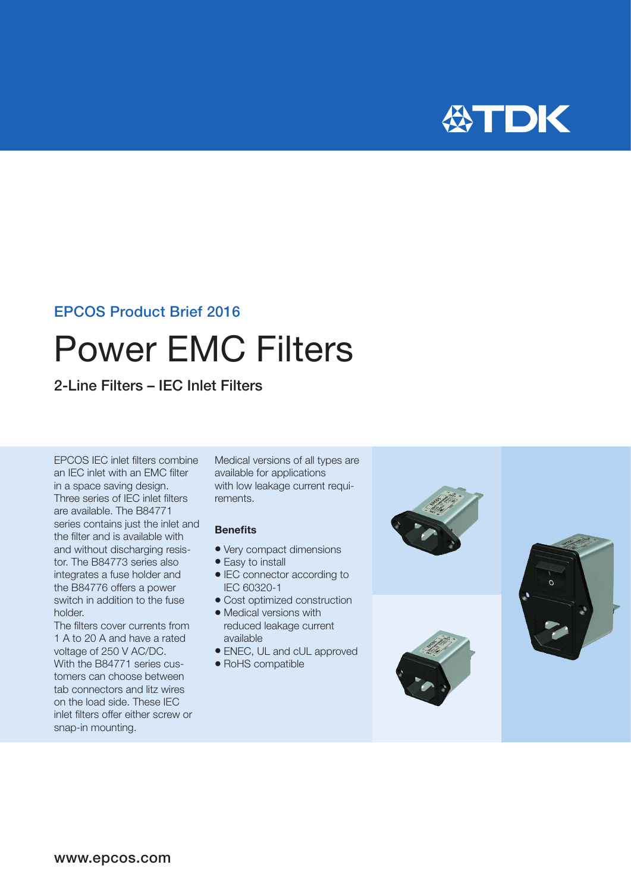EPCOS Product Brief 2016

# Power EMC Filters

## 2-Line Filters – IEC Inlet Filters

EPCOS IEC inlet filters combine an IEC inlet with an EMC filter in a space saving design. Three series of IEC inlet filters are available. The B84771 series contains just the inlet and the filter and is available with and without discharging resistor. The B84773 series also integrates a fuse holder and the B84776 offers a power switch in addition to the fuse holder.

The filters cover currents from 1 A to 20 A and have a rated voltage of 250 V AC/DC. With the B84771 series customers can choose between tab connectors and litz wires on the load side. These IEC inlet filters offer either screw or snap-in mounting.

Medical versions of all types are available for applications with low leakage current requirements.

### Benefits

- Very compact dimensions
- Easy to install
- IEC connector according to IEC 60320-1
- Cost optimized construction
- Medical versions with reduced leakage current available
- ENEC, UL and cUL approved
- RoHS compatible

www.epcos.com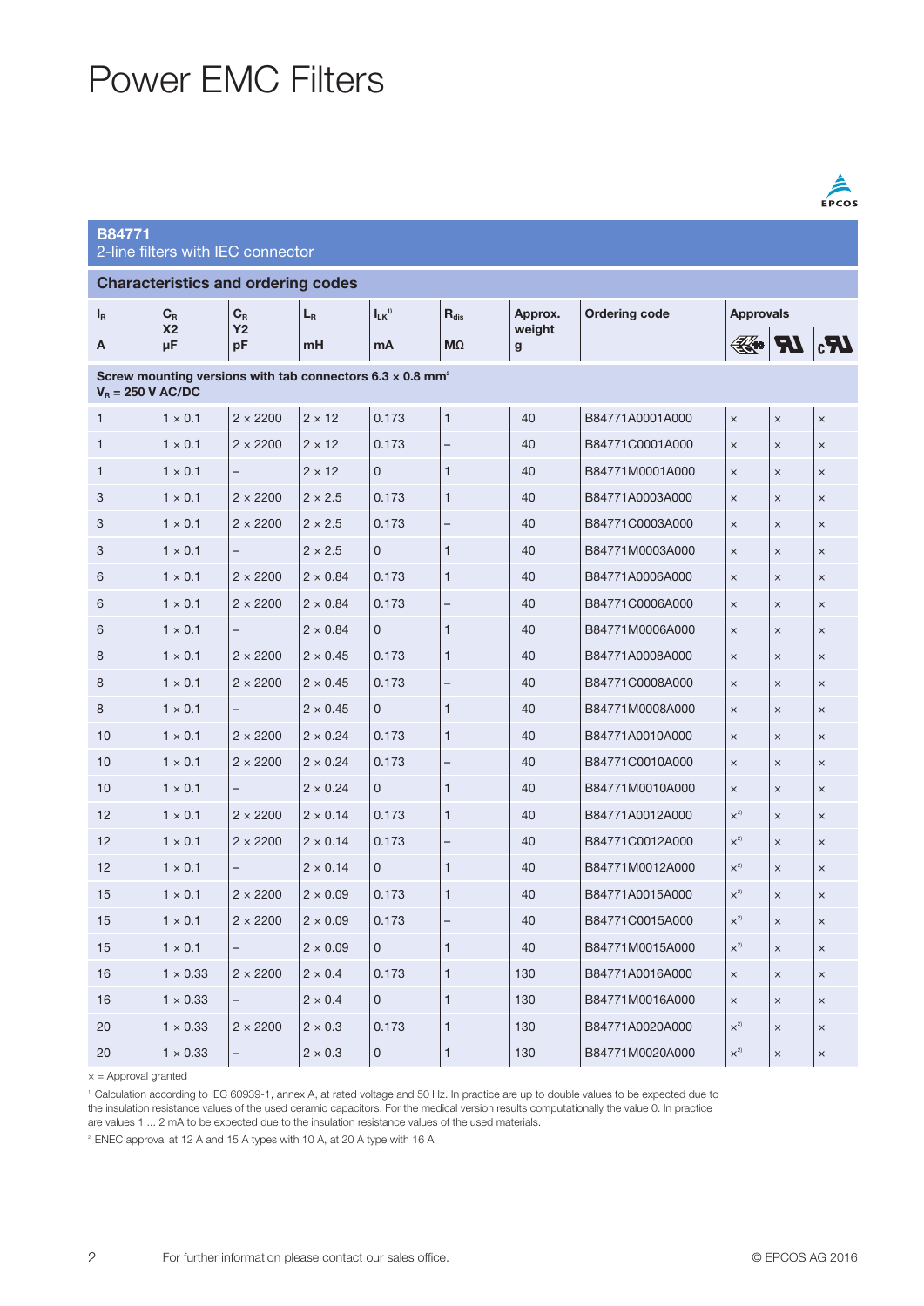# Power EMC Filters

## B84771
2-line filters with IEC connector

### Characteristics and ordering codes

| $I_R$ A | $C_R$ X2 µF | $C_R$ Y2 pF | $L_R$ mH | $I_{LK}$[1] mA | $R_{dis}$ MΩ | Approx. weight g | Ordering code | Approvals ENEC | UL | cUL |
|---|---|---|---|---|---|---|---|---|---|---|
| **Screw mounting versions with tab connectors 6.3 × 0.8 mm², $V_R$ = 250 V AC/DC** | | | | | | | | | | |
| 1 | 1 × 0.1 | 2 × 2200 | 2 × 12 | 0.173 | 1 | 40 | B84771A0001A000 | × | × | × |
| 1 | 1 × 0.1 | 2 × 2200 | 2 × 12 | 0.173 | – | 40 | B84771C0001A000 | × | × | × |
| 1 | 1 × 0.1 | – | 2 × 12 | 0 | 1 | 40 | B84771M0001A000 | × | × | × |
| 3 | 1 × 0.1 | 2 × 2200 | 2 × 2.5 | 0.173 | 1 | 40 | B84771A0003A000 | × | × | × |
| 3 | 1 × 0.1 | 2 × 2200 | 2 × 2.5 | 0.173 | – | 40 | B84771C0003A000 | × | × | × |
| 3 | 1 × 0.1 | – | 2 × 2.5 | 0 | 1 | 40 | B84771M0003A000 | × | × | × |
| 6 | 1 × 0.1 | 2 × 2200 | 2 × 0.84 | 0.173 | 1 | 40 | B84771A0006A000 | × | × | × |
| 6 | 1 × 0.1 | 2 × 2200 | 2 × 0.84 | 0.173 | – | 40 | B84771C0006A000 | × | × | × |
| 6 | 1 × 0.1 | – | 2 × 0.84 | 0 | 1 | 40 | B84771M0006A000 | × | × | × |
| 8 | 1 × 0.1 | 2 × 2200 | 2 × 0.45 | 0.173 | 1 | 40 | B84771A0008A000 | × | × | × |
| 8 | 1 × 0.1 | 2 × 2200 | 2 × 0.45 | 0.173 | – | 40 | B84771C0008A000 | × | × | × |
| 8 | 1 × 0.1 | – | 2 × 0.45 | 0 | 1 | 40 | B84771M0008A000 | × | × | × |
| 10 | 1 × 0.1 | 2 × 2200 | 2 × 0.24 | 0.173 | 1 | 40 | B84771A0010A000 | × | × | × |
| 10 | 1 × 0.1 | 2 × 2200 | 2 × 0.24 | 0.173 | – | 40 | B84771C0010A000 | × | × | × |
| 10 | 1 × 0.1 | – | 2 × 0.24 | 0 | 1 | 40 | B84771M0010A000 | × | × | × |
| 12 | 1 × 0.1 | 2 × 2200 | 2 × 0.14 | 0.173 | 1 | 40 | B84771A0012A000 | ×[2] | × | × |
| 12 | 1 × 0.1 | 2 × 2200 | 2 × 0.14 | 0.173 | – | 40 | B84771C0012A000 | ×[2] | × | × |
| 12 | 1 × 0.1 | – | 2 × 0.14 | 0 | 1 | 40 | B84771M0012A000 | ×[2] | × | × |
| 15 | 1 × 0.1 | 2 × 2200 | 2 × 0.09 | 0.173 | 1 | 40 | B84771A0015A000 | ×[2] | × | × |
| 15 | 1 × 0.1 | 2 × 2200 | 2 × 0.09 | 0.173 | – | 40 | B84771C0015A000 | ×[2] | × | × |
| 15 | 1 × 0.1 | – | 2 × 0.09 | 0 | 1 | 40 | B84771M0015A000 | ×[2] | × | × |
| 16 | 1 × 0.33 | 2 × 2200 | 2 × 0.4 | 0.173 | 1 | 130 | B84771A0016A000 | × | × | × |
| 16 | 1 × 0.33 | – | 2 × 0.4 | 0 | 1 | 130 | B84771M0016A000 | × | × | × |
| 20 | 1 × 0.33 | 2 × 2200 | 2 × 0.3 | 0.173 | 1 | 130 | B84771A0020A000 | ×[2] | × | × |
| 20 | 1 × 0.33 | – | 2 × 0.3 | 0 | 1 | 130 | B84771M0020A000 | ×[2] | × | × |

× = Approval granted

[1] Calculation according to IEC 60939-1, annex A, at rated voltage and 50 Hz. In practice are up to double values to be expected due to the insulation resistance values of the used ceramic capacitors. For the medical version results computationally the value 0. In practice are values 1 ... 2 mA to be expected due to the insulation resistance values of the used materials.

[2] ENEC approval at 12 A and 15 A types with 10 A, at 20 A type with 16 A

For further information please contact our sales office.

© EPCOS AG 2016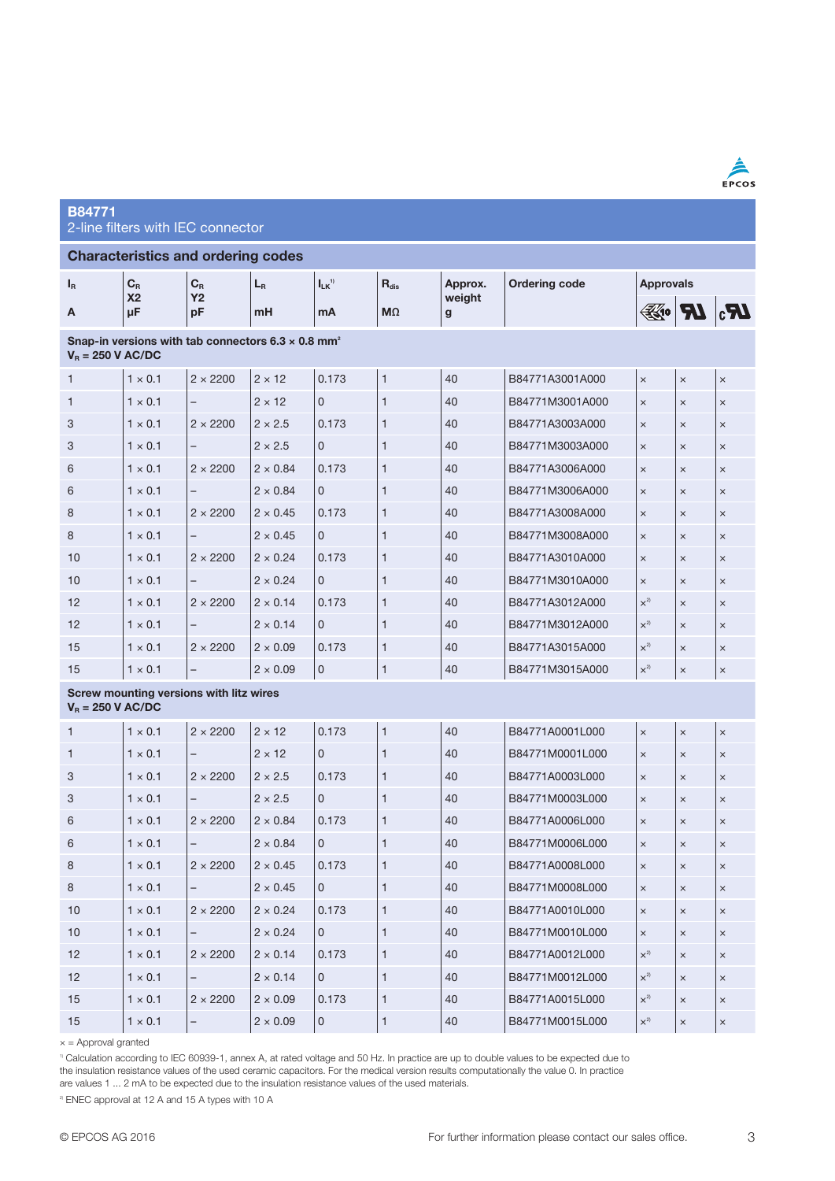## B84771
2-line filters with IEC connector

### Characteristics and ordering codes

| $I_R$ A | $C_R$ X2 µF | $C_R$ Y2 pF | $L_R$ mH | $I_{LK}$[1] mA | $R_{dis}$ MΩ | Approx. weight g | Ordering code | Approvals ENEC10 | UL | cUL |
|---|---|---|---|---|---|---|---|---|---|---|
| **Snap-in versions with tab connectors 6.3 × 0.8 mm², $V_R$ = 250 V AC/DC** | | | | | | | | | | |
| 1 | 1 × 0.1 | 2 × 2200 | 2 × 12 | 0.173 | 1 | 40 | B84771A3001A000 | × | × | × |
| 1 | 1 × 0.1 | – | 2 × 12 | 0 | 1 | 40 | B84771M3001A000 | × | × | × |
| 3 | 1 × 0.1 | 2 × 2200 | 2 × 2.5 | 0.173 | 1 | 40 | B84771A3003A000 | × | × | × |
| 3 | 1 × 0.1 | – | 2 × 2.5 | 0 | 1 | 40 | B84771M3003A000 | × | × | × |
| 6 | 1 × 0.1 | 2 × 2200 | 2 × 0.84 | 0.173 | 1 | 40 | B84771A3006A000 | × | × | × |
| 6 | 1 × 0.1 | – | 2 × 0.84 | 0 | 1 | 40 | B84771M3006A000 | × | × | × |
| 8 | 1 × 0.1 | 2 × 2200 | 2 × 0.45 | 0.173 | 1 | 40 | B84771A3008A000 | × | × | × |
| 8 | 1 × 0.1 | – | 2 × 0.45 | 0 | 1 | 40 | B84771M3008A000 | × | × | × |
| 10 | 1 × 0.1 | 2 × 2200 | 2 × 0.24 | 0.173 | 1 | 40 | B84771A3010A000 | × | × | × |
| 10 | 1 × 0.1 | – | 2 × 0.24 | 0 | 1 | 40 | B84771M3010A000 | × | × | × |
| 12 | 1 × 0.1 | 2 × 2200 | 2 × 0.14 | 0.173 | 1 | 40 | B84771A3012A000 | ×[2] | × | × |
| 12 | 1 × 0.1 | – | 2 × 0.14 | 0 | 1 | 40 | B84771M3012A000 | ×[2] | × | × |
| 15 | 1 × 0.1 | 2 × 2200 | 2 × 0.09 | 0.173 | 1 | 40 | B84771A3015A000 | ×[2] | × | × |
| 15 | 1 × 0.1 | – | 2 × 0.09 | 0 | 1 | 40 | B84771M3015A000 | ×[2] | × | × |
| **Screw mounting versions with litz wires, $V_R$ = 250 V AC/DC** | | | | | | | | | | |
| 1 | 1 × 0.1 | 2 × 2200 | 2 × 12 | 0.173 | 1 | 40 | B84771A0001L000 | × | × | × |
| 1 | 1 × 0.1 | – | 2 × 12 | 0 | 1 | 40 | B84771M0001L000 | × | × | × |
| 3 | 1 × 0.1 | 2 × 2200 | 2 × 2.5 | 0.173 | 1 | 40 | B84771A0003L000 | × | × | × |
| 3 | 1 × 0.1 | – | 2 × 2.5 | 0 | 1 | 40 | B84771M0003L000 | × | × | × |
| 6 | 1 × 0.1 | 2 × 2200 | 2 × 0.84 | 0.173 | 1 | 40 | B84771A0006L000 | × | × | × |
| 6 | 1 × 0.1 | – | 2 × 0.84 | 0 | 1 | 40 | B84771M0006L000 | × | × | × |
| 8 | 1 × 0.1 | 2 × 2200 | 2 × 0.45 | 0.173 | 1 | 40 | B84771A0008L000 | × | × | × |
| 8 | 1 × 0.1 | – | 2 × 0.45 | 0 | 1 | 40 | B84771M0008L000 | × | × | × |
| 10 | 1 × 0.1 | 2 × 2200 | 2 × 0.24 | 0.173 | 1 | 40 | B84771A0010L000 | × | × | × |
| 10 | 1 × 0.1 | – | 2 × 0.24 | 0 | 1 | 40 | B84771M0010L000 | × | × | × |
| 12 | 1 × 0.1 | 2 × 2200 | 2 × 0.14 | 0.173 | 1 | 40 | B84771A0012L000 | ×[2] | × | × |
| 12 | 1 × 0.1 | – | 2 × 0.14 | 0 | 1 | 40 | B84771M0012L000 | ×[2] | × | × |
| 15 | 1 × 0.1 | 2 × 2200 | 2 × 0.09 | 0.173 | 1 | 40 | B84771A0015L000 | ×[2] | × | × |
| 15 | 1 × 0.1 | – | 2 × 0.09 | 0 | 1 | 40 | B84771M0015L000 | ×[2] | × | × |

× = Approval granted

[1] Calculation according to IEC 60939-1, annex A, at rated voltage and 50 Hz. In practice are up to double values to be expected due to the insulation resistance values of the used ceramic capacitors. For the medical version results computationally the value 0. In practice are values 1 ... 2 mA to be expected due to the insulation resistance values of the used materials.

[2] ENEC approval at 12 A and 15 A types with 10 A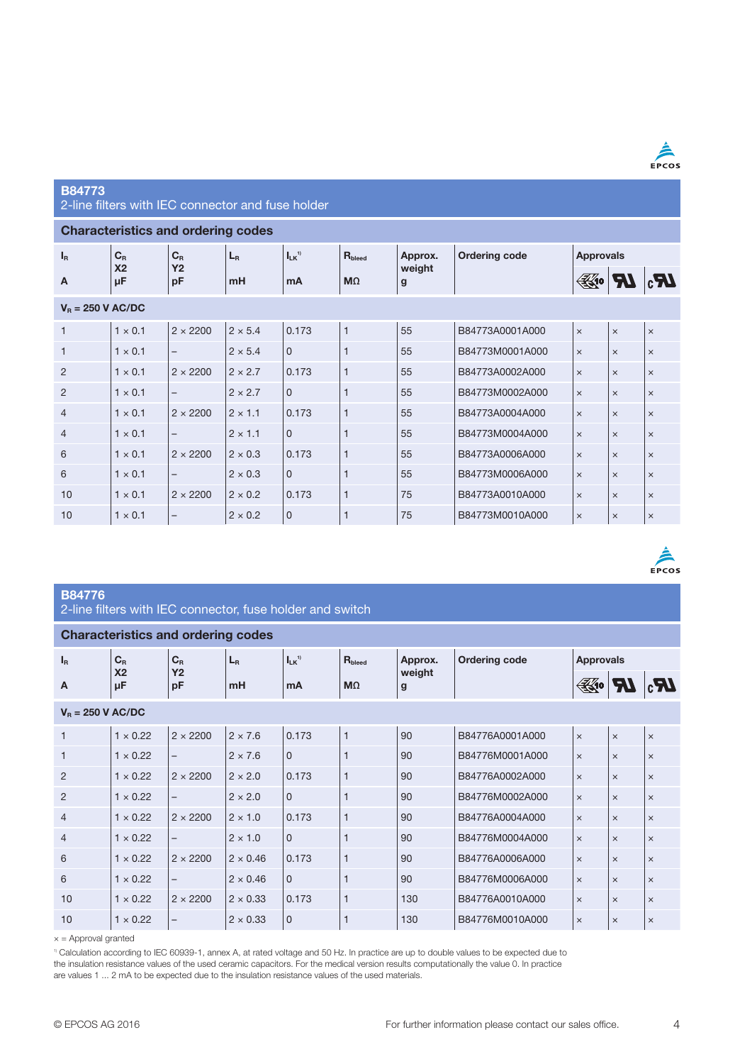## B84773
2-line filters with IEC connector and fuse holder

### Characteristics and ordering codes

| $I_R$ A | $C_R$ X2 µF | $C_R$ Y2 pF | $L_R$ mH | $I_{LK}$[1] mA | $R_{bleed}$ MΩ | Approx. weight g | Ordering code | Approvals ENEC10 | UL | cUL |
|---|---|---|---|---|---|---|---|---|---|---|
| $V_R$ = 250 V AC/DC | | | | | | | | | | |
| 1 | 1 × 0.1 | 2 × 2200 | 2 × 5.4 | 0.173 | 1 | 55 | B84773A0001A000 | × | × | × |
| 1 | 1 × 0.1 | – | 2 × 5.4 | 0 | 1 | 55 | B84773M0001A000 | × | × | × |
| 2 | 1 × 0.1 | 2 × 2200 | 2 × 2.7 | 0.173 | 1 | 55 | B84773A0002A000 | × | × | × |
| 2 | 1 × 0.1 | – | 2 × 2.7 | 0 | 1 | 55 | B84773M0002A000 | × | × | × |
| 4 | 1 × 0.1 | 2 × 2200 | 2 × 1.1 | 0.173 | 1 | 55 | B84773A0004A000 | × | × | × |
| 4 | 1 × 0.1 | – | 2 × 1.1 | 0 | 1 | 55 | B84773M0004A000 | × | × | × |
| 6 | 1 × 0.1 | 2 × 2200 | 2 × 0.3 | 0.173 | 1 | 55 | B84773A0006A000 | × | × | × |
| 6 | 1 × 0.1 | – | 2 × 0.3 | 0 | 1 | 55 | B84773M0006A000 | × | × | × |
| 10 | 1 × 0.1 | 2 × 2200 | 2 × 0.2 | 0.173 | 1 | 75 | B84773A0010A000 | × | × | × |
| 10 | 1 × 0.1 | – | 2 × 0.2 | 0 | 1 | 75 | B84773M0010A000 | × | × | × |

## B84776
2-line filters with IEC connector, fuse holder and switch

### Characteristics and ordering codes

| $I_R$ A | $C_R$ X2 µF | $C_R$ Y2 pF | $L_R$ mH | $I_{LK}$[1] mA | $R_{bleed}$ MΩ | Approx. weight g | Ordering code | Approvals ENEC10 | UL | cUL |
|---|---|---|---|---|---|---|---|---|---|---|
| $V_R$ = 250 V AC/DC | | | | | | | | | | |
| 1 | 1 × 0.22 | 2 × 2200 | 2 × 7.6 | 0.173 | 1 | 90 | B84776A0001A000 | × | × | × |
| 1 | 1 × 0.22 | – | 2 × 7.6 | 0 | 1 | 90 | B84776M0001A000 | × | × | × |
| 2 | 1 × 0.22 | 2 × 2200 | 2 × 2.0 | 0.173 | 1 | 90 | B84776A0002A000 | × | × | × |
| 2 | 1 × 0.22 | – | 2 × 2.0 | 0 | 1 | 90 | B84776M0002A000 | × | × | × |
| 4 | 1 × 0.22 | 2 × 2200 | 2 × 1.0 | 0.173 | 1 | 90 | B84776A0004A000 | × | × | × |
| 4 | 1 × 0.22 | – | 2 × 1.0 | 0 | 1 | 90 | B84776M0004A000 | × | × | × |
| 6 | 1 × 0.22 | 2 × 2200 | 2 × 0.46 | 0.173 | 1 | 90 | B84776A0006A000 | × | × | × |
| 6 | 1 × 0.22 | – | 2 × 0.46 | 0 | 1 | 90 | B84776M0006A000 | × | × | × |
| 10 | 1 × 0.22 | 2 × 2200 | 2 × 0.33 | 0.173 | 1 | 130 | B84776A0010A000 | × | × | × |
| 10 | 1 × 0.22 | – | 2 × 0.33 | 0 | 1 | 130 | B84776M0010A000 | × | × | × |

× = Approval granted

[1] Calculation according to IEC 60939-1, annex A, at rated voltage and 50 Hz. In practice are up to double values to be expected due to the insulation resistance values of the used ceramic capacitors. For the medical version results computationally the value 0. In practice are values 1 ... 2 mA to be expected due to the insulation resistance values of the used materials.

© EPCOS AG 2016

For further information please contact our sales office.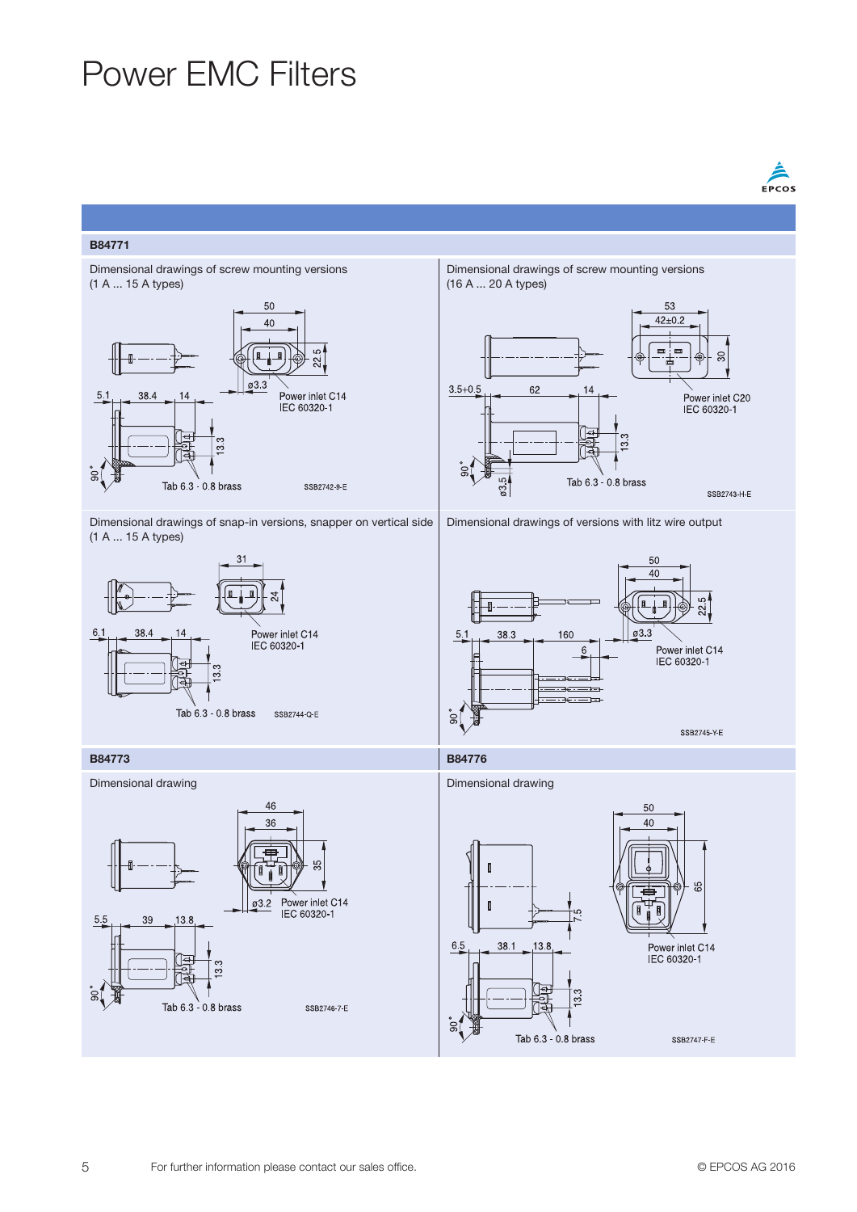# Power EMC Filters

## B84771

### Dimensional drawings of screw mounting versions (1 A ... 15 A types)

50
40
22.5
ø3.3
5.1 38.4 14
Power inlet C14
IEC 60320-1
13.3
90°
Tab 6.3 - 0.8 brass
SSB2742-9-E

### Dimensional drawings of screw mounting versions (16 A ... 20 A types)

53
42±0.2
30
3.5+0.5 62 14
Power inlet C20
IEC 60320-1
13.3
90°
ø3.5
Tab 6.3 - 0.8 brass
SSB2743-H-E

### Dimensional drawings of snap-in versions, snapper on vertical side (1 A ... 15 A types)

31
24
6.1 38.4 14
Power inlet C14
IEC 60320-1
13.3
Tab 6.3 - 0.8 brass
SSB2744-Q-E

### Dimensional drawings of versions with litz wire output

50
40
22.5
5.1 38.3 160
ø3.3
6
Power inlet C14
IEC 60320-1
90°
SSB2745-Y-E

## B84773

### Dimensional drawing

46
36
35
ø3.2
Power inlet C14
IEC 60320-1
5.5 39 13.8
13.3
90°
Tab 6.3 - 0.8 brass
SSB2746-7-E

## B84776

### Dimensional drawing

50
40
65
7.5
6.5 38.1 13.8
Power inlet C14
IEC 60320-1
13.3
90°
Tab 6.3 - 0.8 brass
SSB2747-F-E

For further information please contact our sales office.

© EPCOS AG 2016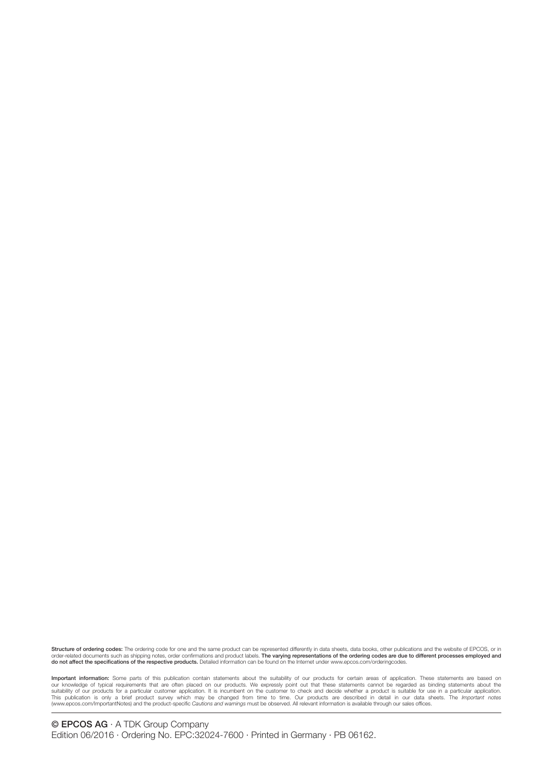**Structure of ordering codes:** The ordering code for one and the same product can be represented differently in data sheets, data books, other publications and the website of EPCOS, or in order-related documents such as shipping notes, order confirmations and product labels. **The varying representations of the ordering codes are due to different processes employed and do not affect the specifications of the respective products.** Detailed information can be found on the Internet under www.epcos.com/orderingcodes.

**Important information:** Some parts of this publication contain statements about the suitability of our products for certain areas of application. These statements are based on our knowledge of typical requirements that are often placed on our products. We expressly point out that these statements cannot be regarded as binding statements about the suitability of our products for a particular customer application. It is incumbent on the customer to check and decide whether a product is suitable for use in a particular application. This publication is only a brief product survey which may be changed from time to time. Our products are described in detail in our data sheets. The *Important notes* (www.epcos.com/ImportantNotes) and the product-specific *Cautions and warnings* must be observed. All relevant information is available through our sales offices.

**© EPCOS AG** · A TDK Group Company
Edition 06/2016 · Ordering No. EPC:32024-7600 · Printed in Germany · PB 06162.